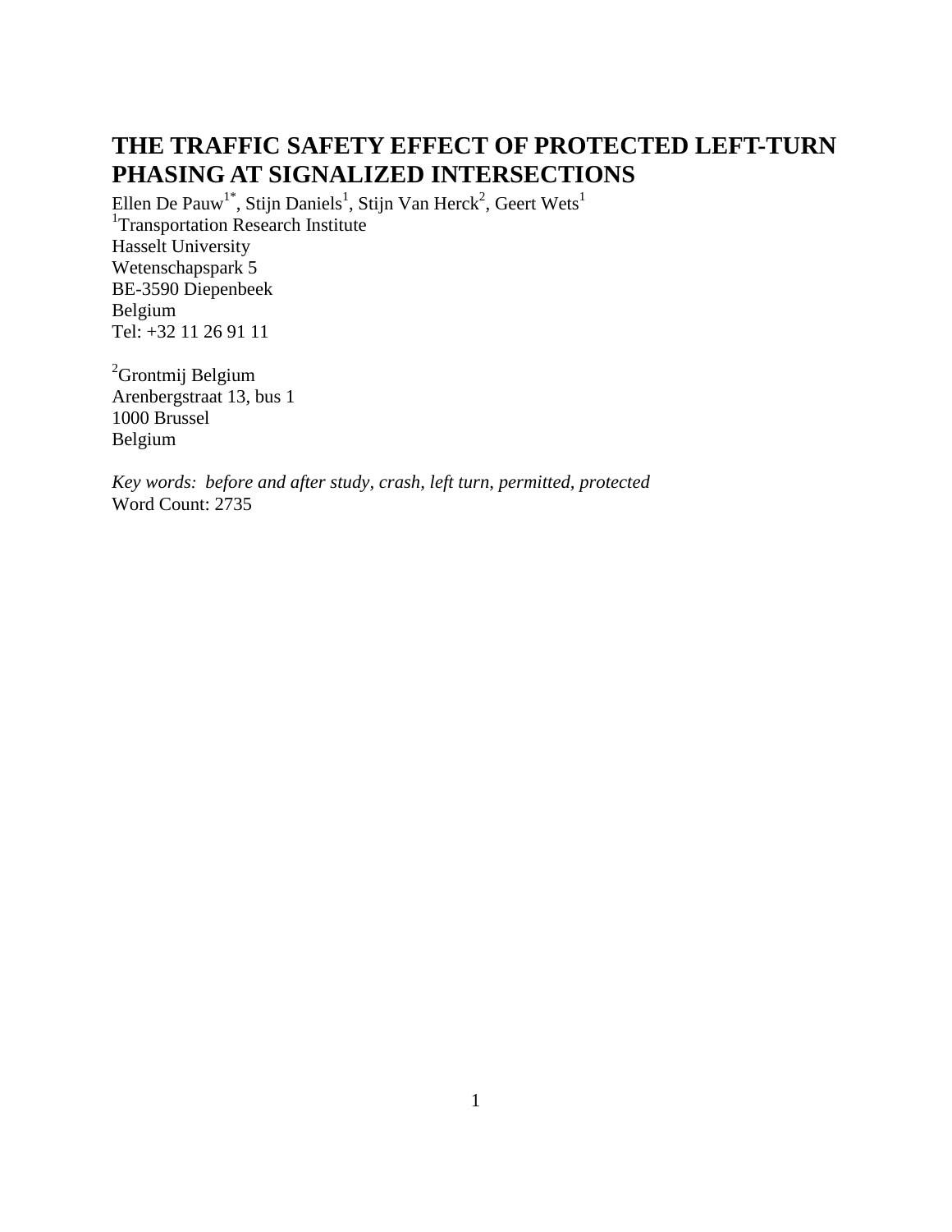# THE TRAFFIC SAFETY EFFECT OF PROTECTED LEFT-TURN PHASING AT SIGNALIZED INTERSECTIONS

Ellen De Pauw[1*], Stijn Daniels[1], Stijn Van Herck[2], Geert Wets[1]
[1]Transportation Research Institute
Hasselt University
Wetenschapspark 5
BE-3590 Diepenbeek
Belgium
Tel: +32 11 26 91 11

[2]Grontmij Belgium
Arenbergstraat 13, bus 1
1000 Brussel
Belgium

*Key words: before and after study, crash, left turn, permitted, protected*
Word Count: 2735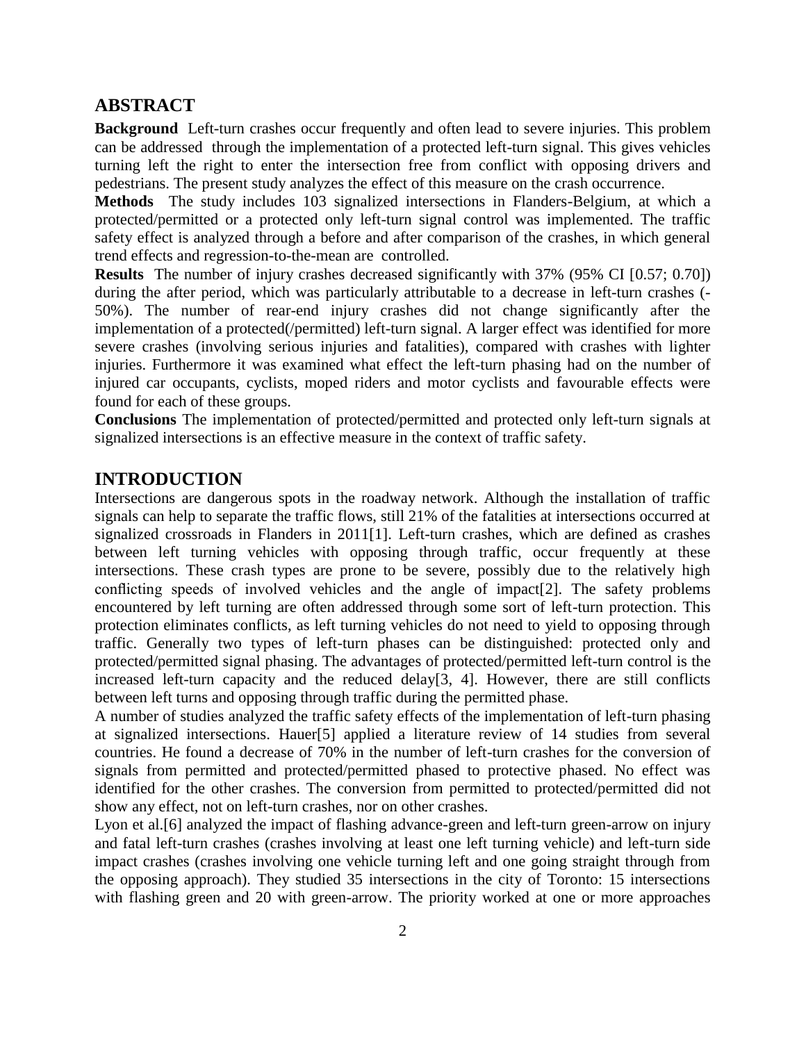## ABSTRACT

**Background** Left-turn crashes occur frequently and often lead to severe injuries. This problem can be addressed through the implementation of a protected left-turn signal. This gives vehicles turning left the right to enter the intersection free from conflict with opposing drivers and pedestrians. The present study analyzes the effect of this measure on the crash occurrence.

**Methods** The study includes 103 signalized intersections in Flanders-Belgium, at which a protected/permitted or a protected only left-turn signal control was implemented. The traffic safety effect is analyzed through a before and after comparison of the crashes, in which general trend effects and regression-to-the-mean are controlled.

**Results** The number of injury crashes decreased significantly with 37% (95% CI [0.57; 0.70]) during the after period, which was particularly attributable to a decrease in left-turn crashes (-50%). The number of rear-end injury crashes did not change significantly after the implementation of a protected(/permitted) left-turn signal. A larger effect was identified for more severe crashes (involving serious injuries and fatalities), compared with crashes with lighter injuries. Furthermore it was examined what effect the left-turn phasing had on the number of injured car occupants, cyclists, moped riders and motor cyclists and favourable effects were found for each of these groups.

**Conclusions** The implementation of protected/permitted and protected only left-turn signals at signalized intersections is an effective measure in the context of traffic safety.

## INTRODUCTION

Intersections are dangerous spots in the roadway network. Although the installation of traffic signals can help to separate the traffic flows, still 21% of the fatalities at intersections occurred at signalized crossroads in Flanders in 2011[1]. Left-turn crashes, which are defined as crashes between left turning vehicles with opposing through traffic, occur frequently at these intersections. These crash types are prone to be severe, possibly due to the relatively high conflicting speeds of involved vehicles and the angle of impact[2]. The safety problems encountered by left turning are often addressed through some sort of left-turn protection. This protection eliminates conflicts, as left turning vehicles do not need to yield to opposing through traffic. Generally two types of left-turn phases can be distinguished: protected only and protected/permitted signal phasing. The advantages of protected/permitted left-turn control is the increased left-turn capacity and the reduced delay[3, 4]. However, there are still conflicts between left turns and opposing through traffic during the permitted phase.

A number of studies analyzed the traffic safety effects of the implementation of left-turn phasing at signalized intersections. Hauer[5] applied a literature review of 14 studies from several countries. He found a decrease of 70% in the number of left-turn crashes for the conversion of signals from permitted and protected/permitted phased to protective phased. No effect was identified for the other crashes. The conversion from permitted to protected/permitted did not show any effect, not on left-turn crashes, nor on other crashes.

Lyon et al.[6] analyzed the impact of flashing advance-green and left-turn green-arrow on injury and fatal left-turn crashes (crashes involving at least one left turning vehicle) and left-turn side impact crashes (crashes involving one vehicle turning left and one going straight through from the opposing approach). They studied 35 intersections in the city of Toronto: 15 intersections with flashing green and 20 with green-arrow. The priority worked at one or more approaches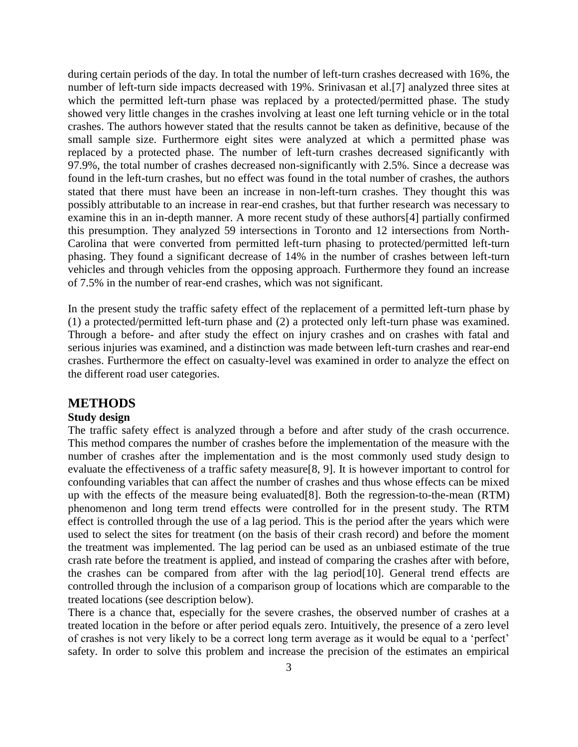during certain periods of the day. In total the number of left-turn crashes decreased with 16%, the number of left-turn side impacts decreased with 19%. Srinivasan et al.[7] analyzed three sites at which the permitted left-turn phase was replaced by a protected/permitted phase. The study showed very little changes in the crashes involving at least one left turning vehicle or in the total crashes. The authors however stated that the results cannot be taken as definitive, because of the small sample size. Furthermore eight sites were analyzed at which a permitted phase was replaced by a protected phase. The number of left-turn crashes decreased significantly with 97.9%, the total number of crashes decreased non-significantly with 2.5%. Since a decrease was found in the left-turn crashes, but no effect was found in the total number of crashes, the authors stated that there must have been an increase in non-left-turn crashes. They thought this was possibly attributable to an increase in rear-end crashes, but that further research was necessary to examine this in an in-depth manner. A more recent study of these authors[4] partially confirmed this presumption. They analyzed 59 intersections in Toronto and 12 intersections from North-Carolina that were converted from permitted left-turn phasing to protected/permitted left-turn phasing. They found a significant decrease of 14% in the number of crashes between left-turn vehicles and through vehicles from the opposing approach. Furthermore they found an increase of 7.5% in the number of rear-end crashes, which was not significant.

In the present study the traffic safety effect of the replacement of a permitted left-turn phase by (1) a protected/permitted left-turn phase and (2) a protected only left-turn phase was examined. Through a before- and after study the effect on injury crashes and on crashes with fatal and serious injuries was examined, and a distinction was made between left-turn crashes and rear-end crashes. Furthermore the effect on casualty-level was examined in order to analyze the effect on the different road user categories.

# METHODS

## Study design

The traffic safety effect is analyzed through a before and after study of the crash occurrence. This method compares the number of crashes before the implementation of the measure with the number of crashes after the implementation and is the most commonly used study design to evaluate the effectiveness of a traffic safety measure[8, 9]. It is however important to control for confounding variables that can affect the number of crashes and thus whose effects can be mixed up with the effects of the measure being evaluated[8]. Both the regression-to-the-mean (RTM) phenomenon and long term trend effects were controlled for in the present study. The RTM effect is controlled through the use of a lag period. This is the period after the years which were used to select the sites for treatment (on the basis of their crash record) and before the moment the treatment was implemented. The lag period can be used as an unbiased estimate of the true crash rate before the treatment is applied, and instead of comparing the crashes after with before, the crashes can be compared from after with the lag period[10]. General trend effects are controlled through the inclusion of a comparison group of locations which are comparable to the treated locations (see description below).

There is a chance that, especially for the severe crashes, the observed number of crashes at a treated location in the before or after period equals zero. Intuitively, the presence of a zero level of crashes is not very likely to be a correct long term average as it would be equal to a 'perfect' safety. In order to solve this problem and increase the precision of the estimates an empirical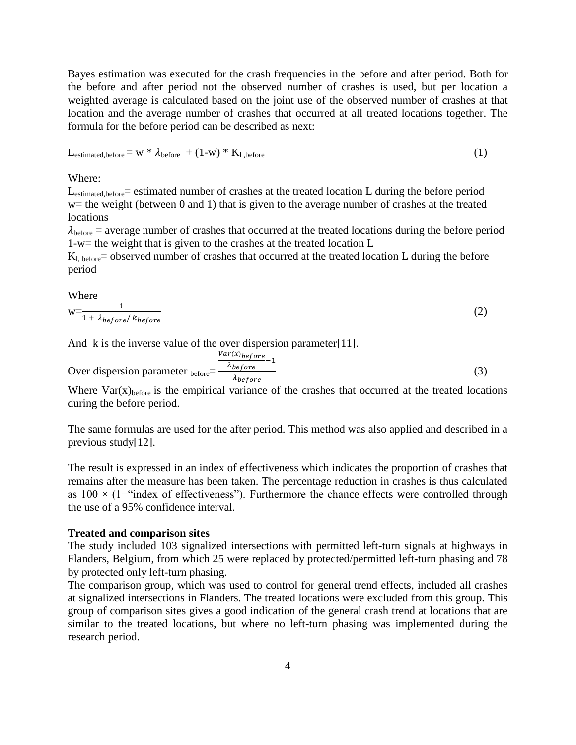Bayes estimation was executed for the crash frequencies in the before and after period. Both for the before and after period not the observed number of crashes is used, but per location a weighted average is calculated based on the joint use of the observed number of crashes at that location and the average number of crashes that occurred at all treated locations together. The formula for the before period can be described as next:

$$L_{estimated,before} = w * \lambda_{before} + (1-w) * K_{l,before} \tag{1}$$

Where:

$L_{estimated,before}$= estimated number of crashes at the treated location L during the before period
w= the weight (between 0 and 1) that is given to the average number of crashes at the treated locations
$\lambda_{before}$ = average number of crashes that occurred at the treated locations during the before period
1-w= the weight that is given to the crashes at the treated location L
$K_{l,before}$= observed number of crashes that occurred at the treated location L during the before period

Where

$$w = \frac{1}{1 + \lambda_{before}/k_{before}} \tag{2}$$

And k is the inverse value of the over dispersion parameter[11].

$$\text{Over dispersion parameter}_{\text{before}} = \frac{\frac{Var(x)_{before}}{\lambda_{before}} - 1}{\lambda_{before}} \tag{3}$$

Where $Var(x)_{before}$ is the empirical variance of the crashes that occurred at the treated locations during the before period.

The same formulas are used for the after period. This method was also applied and described in a previous study[12].

The result is expressed in an index of effectiveness which indicates the proportion of crashes that remains after the measure has been taken. The percentage reduction in crashes is thus calculated as $100 \times (1-$"index of effectiveness"). Furthermore the chance effects were controlled through the use of a 95% confidence interval.

**Treated and comparison sites**

The study included 103 signalized intersections with permitted left-turn signals at highways in Flanders, Belgium, from which 25 were replaced by protected/permitted left-turn phasing and 78 by protected only left-turn phasing.

The comparison group, which was used to control for general trend effects, included all crashes at signalized intersections in Flanders. The treated locations were excluded from this group. This group of comparison sites gives a good indication of the general crash trend at locations that are similar to the treated locations, but where no left-turn phasing was implemented during the research period.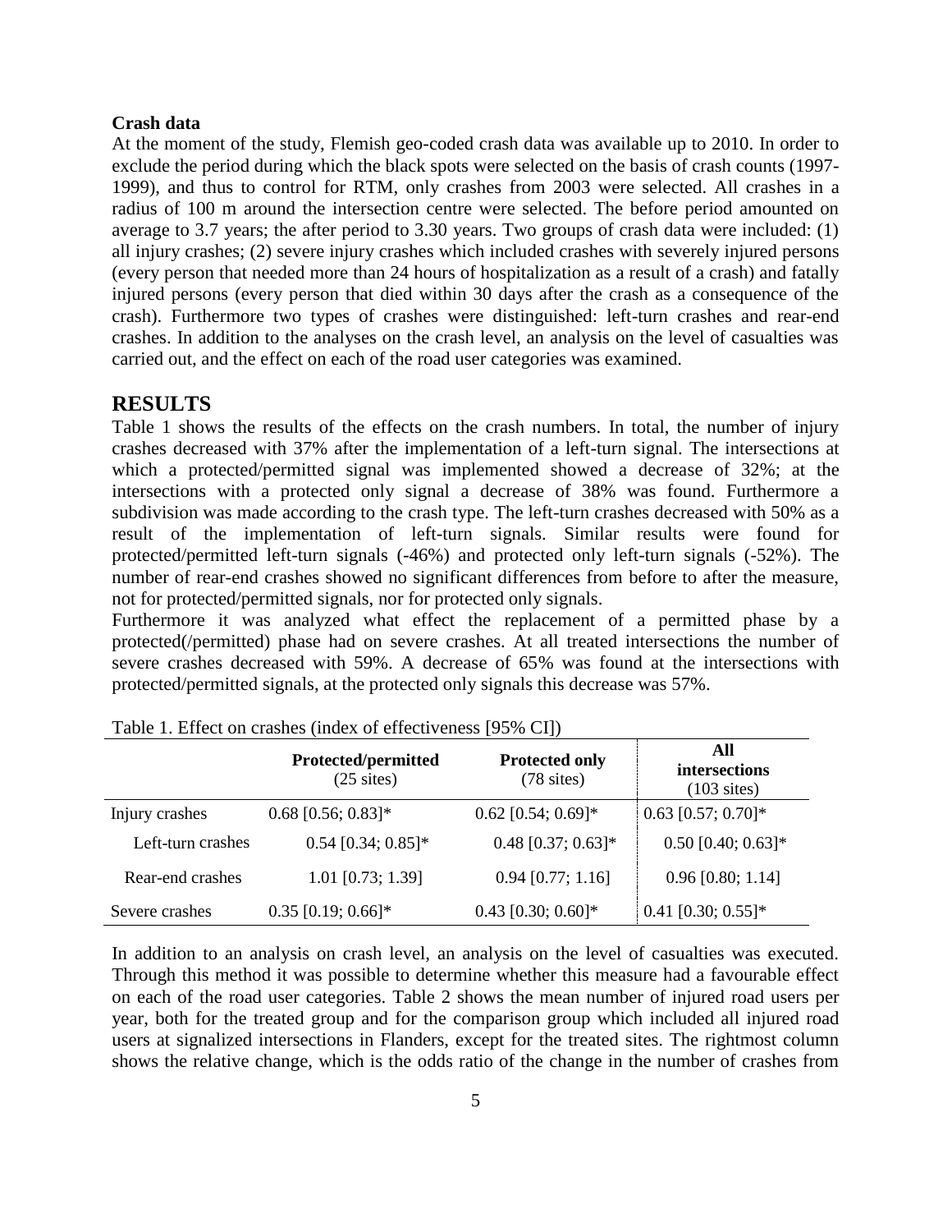**Crash data**

At the moment of the study, Flemish geo-coded crash data was available up to 2010. In order to exclude the period during which the black spots were selected on the basis of crash counts (1997-1999), and thus to control for RTM, only crashes from 2003 were selected. All crashes in a radius of 100 m around the intersection centre were selected. The before period amounted on average to 3.7 years; the after period to 3.30 years. Two groups of crash data were included: (1) all injury crashes; (2) severe injury crashes which included crashes with severely injured persons (every person that needed more than 24 hours of hospitalization as a result of a crash) and fatally injured persons (every person that died within 30 days after the crash as a consequence of the crash). Furthermore two types of crashes were distinguished: left-turn crashes and rear-end crashes. In addition to the analyses on the crash level, an analysis on the level of casualties was carried out, and the effect on each of the road user categories was examined.

## RESULTS

Table 1 shows the results of the effects on the crash numbers. In total, the number of injury crashes decreased with 37% after the implementation of a left-turn signal. The intersections at which a protected/permitted signal was implemented showed a decrease of 32%; at the intersections with a protected only signal a decrease of 38% was found. Furthermore a subdivision was made according to the crash type. The left-turn crashes decreased with 50% as a result of the implementation of left-turn signals. Similar results were found for protected/permitted left-turn signals (-46%) and protected only left-turn signals (-52%). The number of rear-end crashes showed no significant differences from before to after the measure, not for protected/permitted signals, nor for protected only signals.

Furthermore it was analyzed what effect the replacement of a permitted phase by a protected(/permitted) phase had on severe crashes. At all treated intersections the number of severe crashes decreased with 59%. A decrease of 65% was found at the intersections with protected/permitted signals, at the protected only signals this decrease was 57%.

Table 1. Effect on crashes (index of effectiveness [95% CI])

| | **Protected/permitted** (25 sites) | **Protected only** (78 sites) | **All intersections** (103 sites) |
|---|---|---|---|
| Injury crashes | 0.68 [0.56; 0.83]* | 0.62 [0.54; 0.69]* | 0.63 [0.57; 0.70]* |
| Left-turn crashes | 0.54 [0.34; 0.85]* | 0.48 [0.37; 0.63]* | 0.50 [0.40; 0.63]* |
| Rear-end crashes | 1.01 [0.73; 1.39] | 0.94 [0.77; 1.16] | 0.96 [0.80; 1.14] |
| Severe crashes | 0.35 [0.19; 0.66]* | 0.43 [0.30; 0.60]* | 0.41 [0.30; 0.55]* |

In addition to an analysis on crash level, an analysis on the level of casualties was executed. Through this method it was possible to determine whether this measure had a favourable effect on each of the road user categories. Table 2 shows the mean number of injured road users per year, both for the treated group and for the comparison group which included all injured road users at signalized intersections in Flanders, except for the treated sites. The rightmost column shows the relative change, which is the odds ratio of the change in the number of crashes from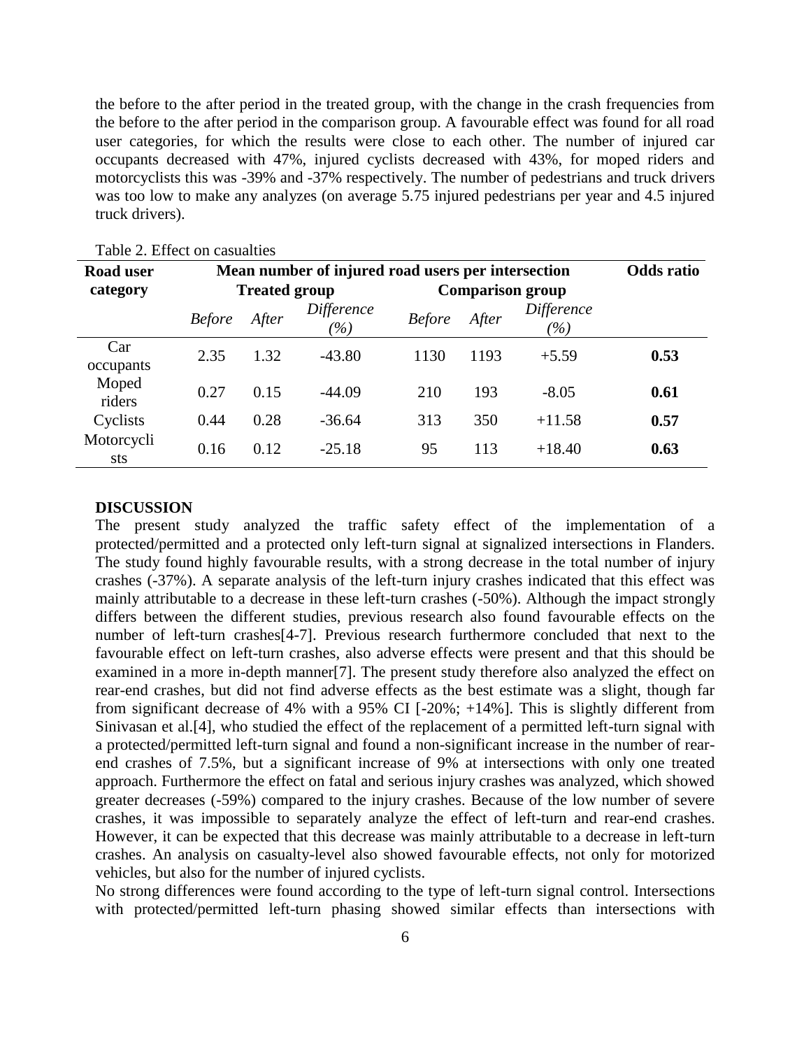the before to the after period in the treated group, with the change in the crash frequencies from the before to the after period in the comparison group. A favourable effect was found for all road user categories, for which the results were close to each other. The number of injured car occupants decreased with 47%, injured cyclists decreased with 43%, for moped riders and motorcyclists this was -39% and -37% respectively. The number of pedestrians and truck drivers was too low to make any analyzes (on average 5.75 injured pedestrians per year and 4.5 injured truck drivers).

Table 2. Effect on casualties

| Road user category | Mean number of injured road users per intersection | | | | | | Odds ratio |
|---|---|---|---|---|---|---|---|
| | Treated group | | | Comparison group | | | |
| | *Before* | *After* | *Difference (%)* | *Before* | *After* | *Difference (%)* | |
| Car occupants | 2.35 | 1.32 | -43.80 | 1130 | 1193 | +5.59 | **0.53** |
| Moped riders | 0.27 | 0.15 | -44.09 | 210 | 193 | -8.05 | **0.61** |
| Cyclists | 0.44 | 0.28 | -36.64 | 313 | 350 | +11.58 | **0.57** |
| Motorcyclists | 0.16 | 0.12 | -25.18 | 95 | 113 | +18.40 | **0.63** |

**DISCUSSION**

The present study analyzed the traffic safety effect of the implementation of a protected/permitted and a protected only left-turn signal at signalized intersections in Flanders. The study found highly favourable results, with a strong decrease in the total number of injury crashes (-37%). A separate analysis of the left-turn injury crashes indicated that this effect was mainly attributable to a decrease in these left-turn crashes (-50%). Although the impact strongly differs between the different studies, previous research also found favourable effects on the number of left-turn crashes[4-7]. Previous research furthermore concluded that next to the favourable effect on left-turn crashes, also adverse effects were present and that this should be examined in a more in-depth manner[7]. The present study therefore also analyzed the effect on rear-end crashes, but did not find adverse effects as the best estimate was a slight, though far from significant decrease of 4% with a 95% CI [-20%; +14%]. This is slightly different from Sinivasan et al.[4], who studied the effect of the replacement of a permitted left-turn signal with a protected/permitted left-turn signal and found a non-significant increase in the number of rear-end crashes of 7.5%, but a significant increase of 9% at intersections with only one treated approach. Furthermore the effect on fatal and serious injury crashes was analyzed, which showed greater decreases (-59%) compared to the injury crashes. Because of the low number of severe crashes, it was impossible to separately analyze the effect of left-turn and rear-end crashes. However, it can be expected that this decrease was mainly attributable to a decrease in left-turn crashes. An analysis on casualty-level also showed favourable effects, not only for motorized vehicles, but also for the number of injured cyclists.

No strong differences were found according to the type of left-turn signal control. Intersections with protected/permitted left-turn phasing showed similar effects than intersections with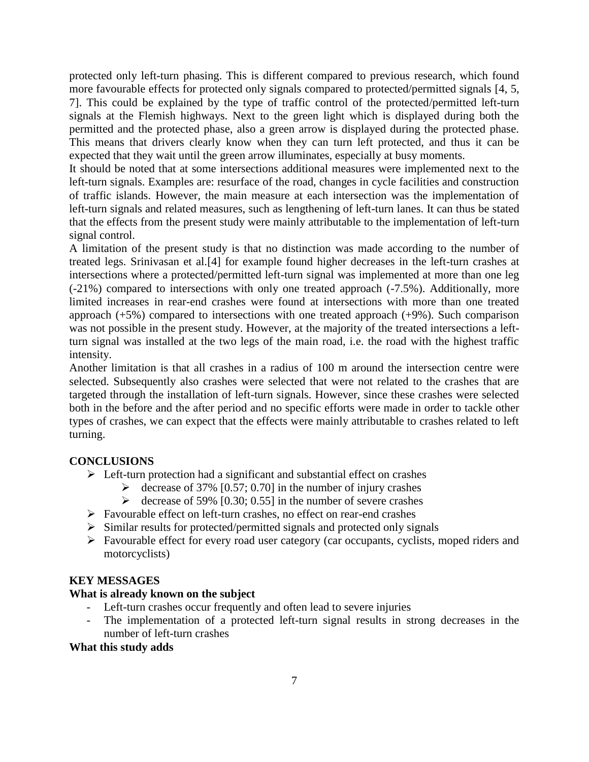protected only left-turn phasing. This is different compared to previous research, which found more favourable effects for protected only signals compared to protected/permitted signals [4, 5, 7]. This could be explained by the type of traffic control of the protected/permitted left-turn signals at the Flemish highways. Next to the green light which is displayed during both the permitted and the protected phase, also a green arrow is displayed during the protected phase. This means that drivers clearly know when they can turn left protected, and thus it can be expected that they wait until the green arrow illuminates, especially at busy moments.

It should be noted that at some intersections additional measures were implemented next to the left-turn signals. Examples are: resurface of the road, changes in cycle facilities and construction of traffic islands. However, the main measure at each intersection was the implementation of left-turn signals and related measures, such as lengthening of left-turn lanes. It can thus be stated that the effects from the present study were mainly attributable to the implementation of left-turn signal control.

A limitation of the present study is that no distinction was made according to the number of treated legs. Srinivasan et al.[4] for example found higher decreases in the left-turn crashes at intersections where a protected/permitted left-turn signal was implemented at more than one leg (-21%) compared to intersections with only one treated approach (-7.5%). Additionally, more limited increases in rear-end crashes were found at intersections with more than one treated approach (+5%) compared to intersections with one treated approach (+9%). Such comparison was not possible in the present study. However, at the majority of the treated intersections a left-turn signal was installed at the two legs of the main road, i.e. the road with the highest traffic intensity.

Another limitation is that all crashes in a radius of 100 m around the intersection centre were selected. Subsequently also crashes were selected that were not related to the crashes that are targeted through the installation of left-turn signals. However, since these crashes were selected both in the before and the after period and no specific efforts were made in order to tackle other types of crashes, we can expect that the effects were mainly attributable to crashes related to left turning.

## CONCLUSIONS

- Left-turn protection had a significant and substantial effect on crashes
  - decrease of 37% [0.57; 0.70] in the number of injury crashes
  - decrease of 59% [0.30; 0.55] in the number of severe crashes
- Favourable effect on left-turn crashes, no effect on rear-end crashes
- Similar results for protected/permitted signals and protected only signals
- Favourable effect for every road user category (car occupants, cyclists, moped riders and motorcyclists)

## KEY MESSAGES

### What is already known on the subject

- Left-turn crashes occur frequently and often lead to severe injuries
- The implementation of a protected left-turn signal results in strong decreases in the number of left-turn crashes

### What this study adds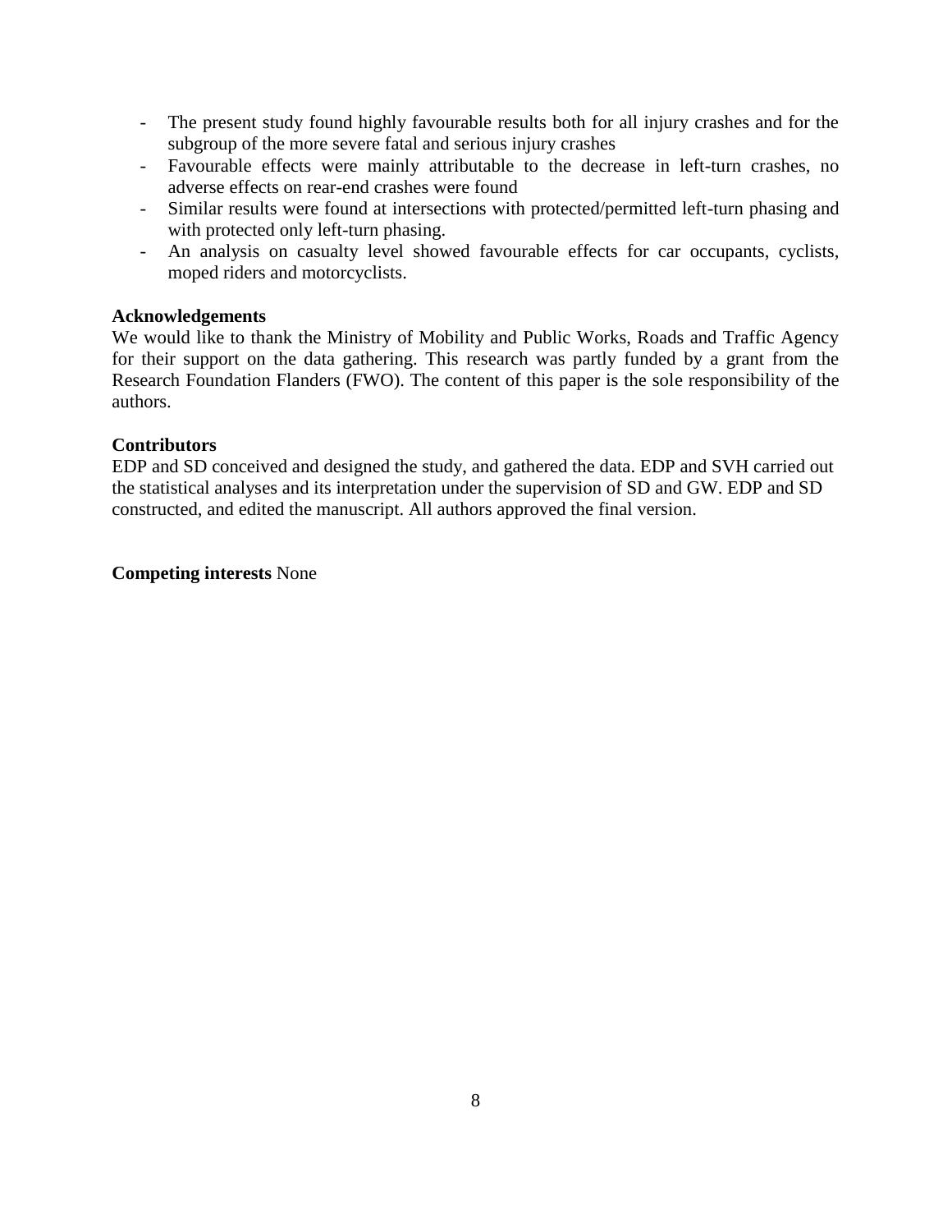- The present study found highly favourable results both for all injury crashes and for the subgroup of the more severe fatal and serious injury crashes
- Favourable effects were mainly attributable to the decrease in left-turn crashes, no adverse effects on rear-end crashes were found
- Similar results were found at intersections with protected/permitted left-turn phasing and with protected only left-turn phasing.
- An analysis on casualty level showed favourable effects for car occupants, cyclists, moped riders and motorcyclists.

**Acknowledgements**

We would like to thank the Ministry of Mobility and Public Works, Roads and Traffic Agency for their support on the data gathering. This research was partly funded by a grant from the Research Foundation Flanders (FWO). The content of this paper is the sole responsibility of the authors.

**Contributors**

EDP and SD conceived and designed the study, and gathered the data. EDP and SVH carried out the statistical analyses and its interpretation under the supervision of SD and GW. EDP and SD constructed, and edited the manuscript. All authors approved the final version.

**Competing interests** None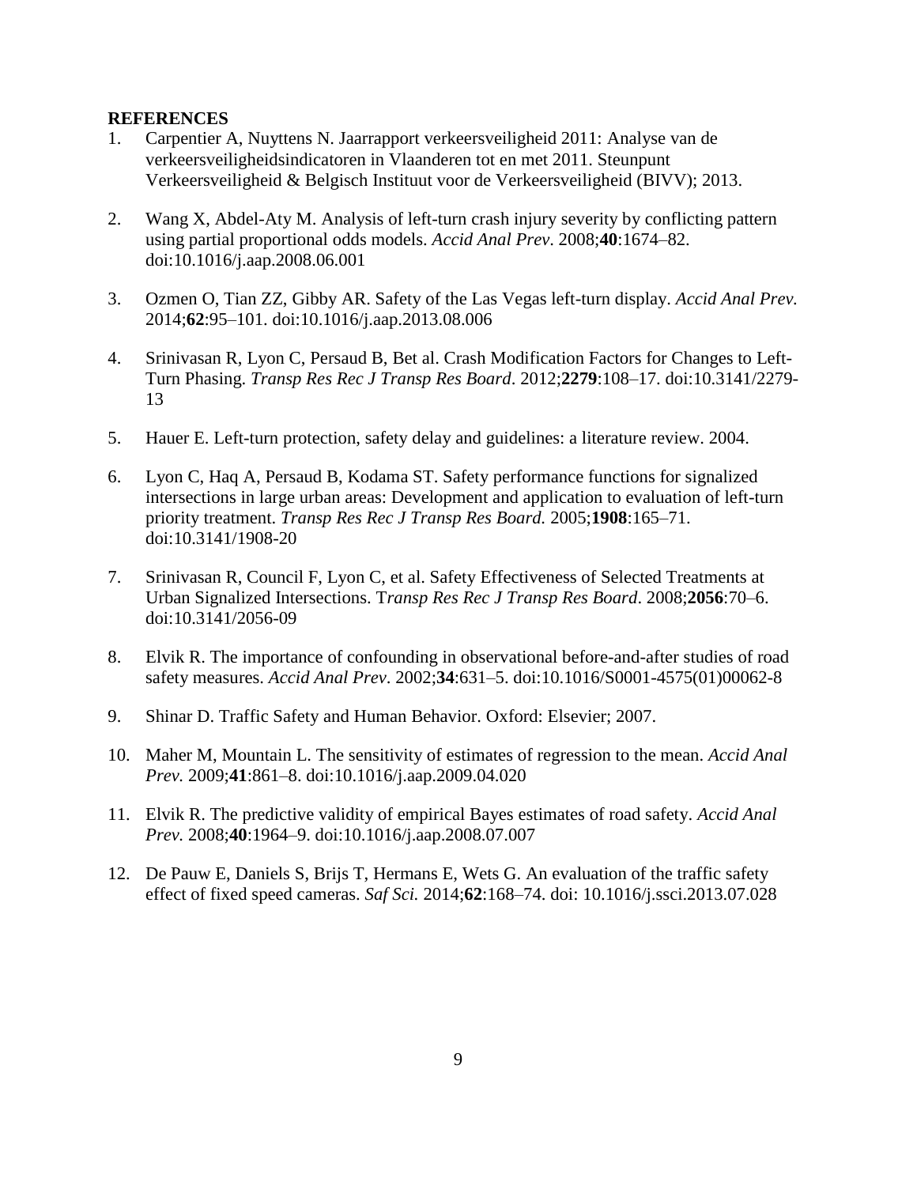**REFERENCES**

1. Carpentier A, Nuyttens N. Jaarrapport verkeersveiligheid 2011: Analyse van de verkeersveiligheidsindicatoren in Vlaanderen tot en met 2011. Steunpunt Verkeersveiligheid & Belgisch Instituut voor de Verkeersveiligheid (BIVV); 2013.

2. Wang X, Abdel-Aty M. Analysis of left-turn crash injury severity by conflicting pattern using partial proportional odds models. *Accid Anal Prev*. 2008;**40**:1674–82. doi:10.1016/j.aap.2008.06.001

3. Ozmen O, Tian ZZ, Gibby AR. Safety of the Las Vegas left-turn display. *Accid Anal Prev.* 2014;**62**:95–101. doi:10.1016/j.aap.2013.08.006

4. Srinivasan R, Lyon C, Persaud B, Bet al. Crash Modification Factors for Changes to Left-Turn Phasing. *Transp Res Rec J Transp Res Board*. 2012;**2279**:108–17. doi:10.3141/2279-13

5. Hauer E. Left-turn protection, safety delay and guidelines: a literature review. 2004.

6. Lyon C, Haq A, Persaud B, Kodama ST. Safety performance functions for signalized intersections in large urban areas: Development and application to evaluation of left-turn priority treatment. *Transp Res Rec J Transp Res Board.* 2005;**1908**:165–71. doi:10.3141/1908-20

7. Srinivasan R, Council F, Lyon C, et al. Safety Effectiveness of Selected Treatments at Urban Signalized Intersections. T*ransp Res Rec J Transp Res Board*. 2008;**2056**:70–6. doi:10.3141/2056-09

8. Elvik R. The importance of confounding in observational before-and-after studies of road safety measures. *Accid Anal Prev*. 2002;**34**:631–5. doi:10.1016/S0001-4575(01)00062-8

9. Shinar D. Traffic Safety and Human Behavior. Oxford: Elsevier; 2007.

10. Maher M, Mountain L. The sensitivity of estimates of regression to the mean. *Accid Anal Prev.* 2009;**41**:861–8. doi:10.1016/j.aap.2009.04.020

11. Elvik R. The predictive validity of empirical Bayes estimates of road safety. *Accid Anal Prev.* 2008;**40**:1964–9. doi:10.1016/j.aap.2008.07.007

12. De Pauw E, Daniels S, Brijs T, Hermans E, Wets G. An evaluation of the traffic safety effect of fixed speed cameras. *Saf Sci.* 2014;**62**:168–74. doi: 10.1016/j.ssci.2013.07.028